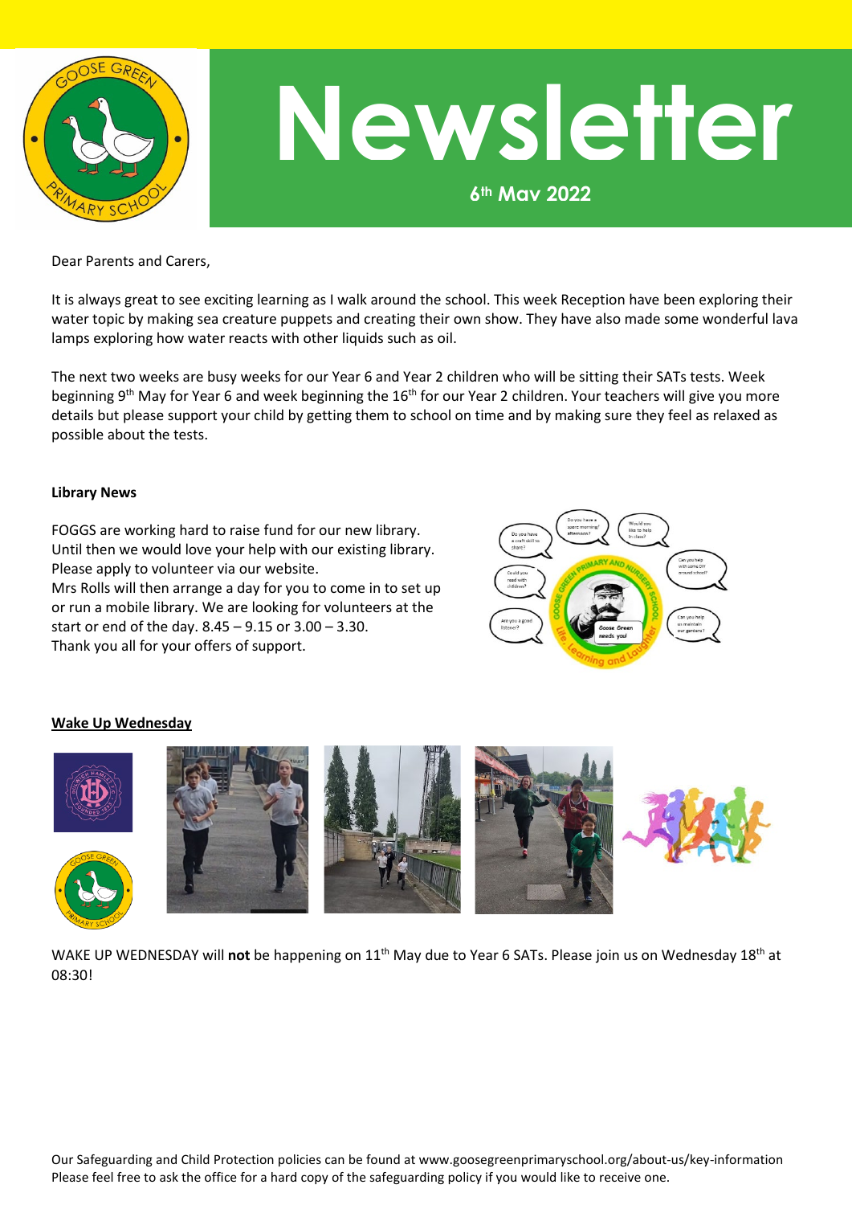# Newsletter

6th May 2022

Dear Parents and Carers,

It is always great to see exciting learning as I walk around the school. This week Reception have been exploring their water topic by making sea creature puppets and creating their own show. They have also made some wonderful lava lamps exploring how water reacts with other liquids such as oil.

The next two weeks are busy weeks for our Year 6 and Year 2 children who will be sitting their SATs tests. Week beginning 9th May for Year 6 and week beginning the 16th for our Year 2 children. Your teachers will give you more details but please support your child by getting them to school on time and by making sure they feel as relaxed as possible about the tests.

**Library News**

FOGGS are working hard to raise fund for our new library. Until then we would love your help with our existing library. Please apply to volunteer via our website.
Mrs Rolls will then arrange a day for you to come in to set up or run a mobile library. We are looking for volunteers at the start or end of the day. 8.45 – 9.15 or 3.00 – 3.30.
Thank you all for your offers of support.

**Wake Up Wednesday**

WAKE UP WEDNESDAY will **not** be happening on 11th May due to Year 6 SATs. Please join us on Wednesday 18th at 08:30!

Our Safeguarding and Child Protection policies can be found at www.goosegreenprimaryschool.org/about-us/key-information
Please feel free to ask the office for a hard copy of the safeguarding policy if you would like to receive one.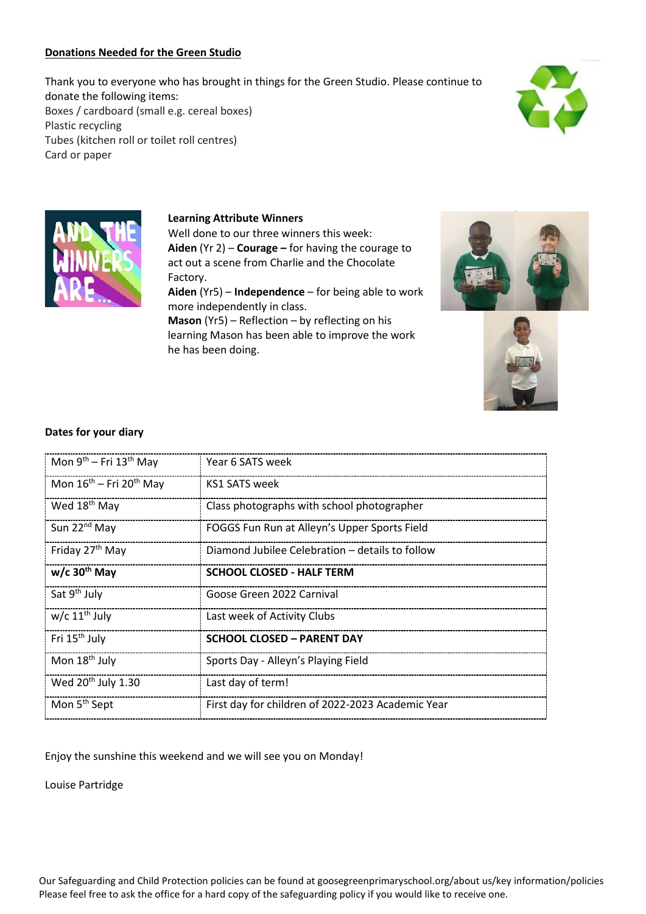**Donations Needed for the Green Studio**

Thank you to everyone who has brought in things for the Green Studio. Please continue to donate the following items:
Boxes / cardboard (small e.g. cereal boxes)
Plastic recycling
Tubes (kitchen roll or toilet roll centres)
Card or paper

**Learning Attribute Winners**

Well done to our three winners this week:
**Aiden** (Yr 2) – **Courage –** for having the courage to act out a scene from Charlie and the Chocolate Factory.
**Aiden** (Yr5) – **Independence** – for being able to work more independently in class.
**Mason** (Yr5) – Reflection – by reflecting on his learning Mason has been able to improve the work he has been doing.

**Dates for your diary**

| | |
|---|---|
| Mon 9th – Fri 13th May | Year 6 SATS week |
| Mon 16th – Fri 20th May | KS1 SATS week |
| Wed 18th May | Class photographs with school photographer |
| Sun 22nd May | FOGGS Fun Run at Alleyn's Upper Sports Field |
| Friday 27th May | Diamond Jubilee Celebration – details to follow |
| **w/c 30th May** | **SCHOOL CLOSED - HALF TERM** |
| Sat 9th July | Goose Green 2022 Carnival |
| w/c 11th July | Last week of Activity Clubs |
| Fri 15th July | **SCHOOL CLOSED – PARENT DAY** |
| Mon 18th July | Sports Day - Alleyn's Playing Field |
| Wed 20th July 1.30 | Last day of term! |
| Mon 5th Sept | First day for children of 2022-2023 Academic Year |

Enjoy the sunshine this weekend and we will see you on Monday!

Louise Partridge

Our Safeguarding and Child Protection policies can be found at goosegreenprimaryschool.org/about us/key information/policies
Please feel free to ask the office for a hard copy of the safeguarding policy if you would like to receive one.